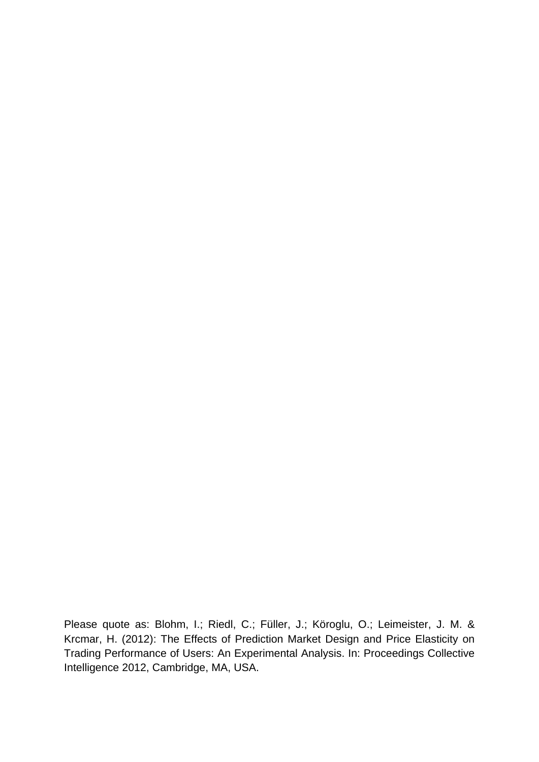Please quote as: Blohm, I.; Riedl, C.; Füller, J.; Köroglu, O.; Leimeister, J. M. & Krcmar, H. (2012): The Effects of Prediction Market Design and Price Elasticity on Trading Performance of Users: An Experimental Analysis. In: Proceedings Collective Intelligence 2012, Cambridge, MA, USA.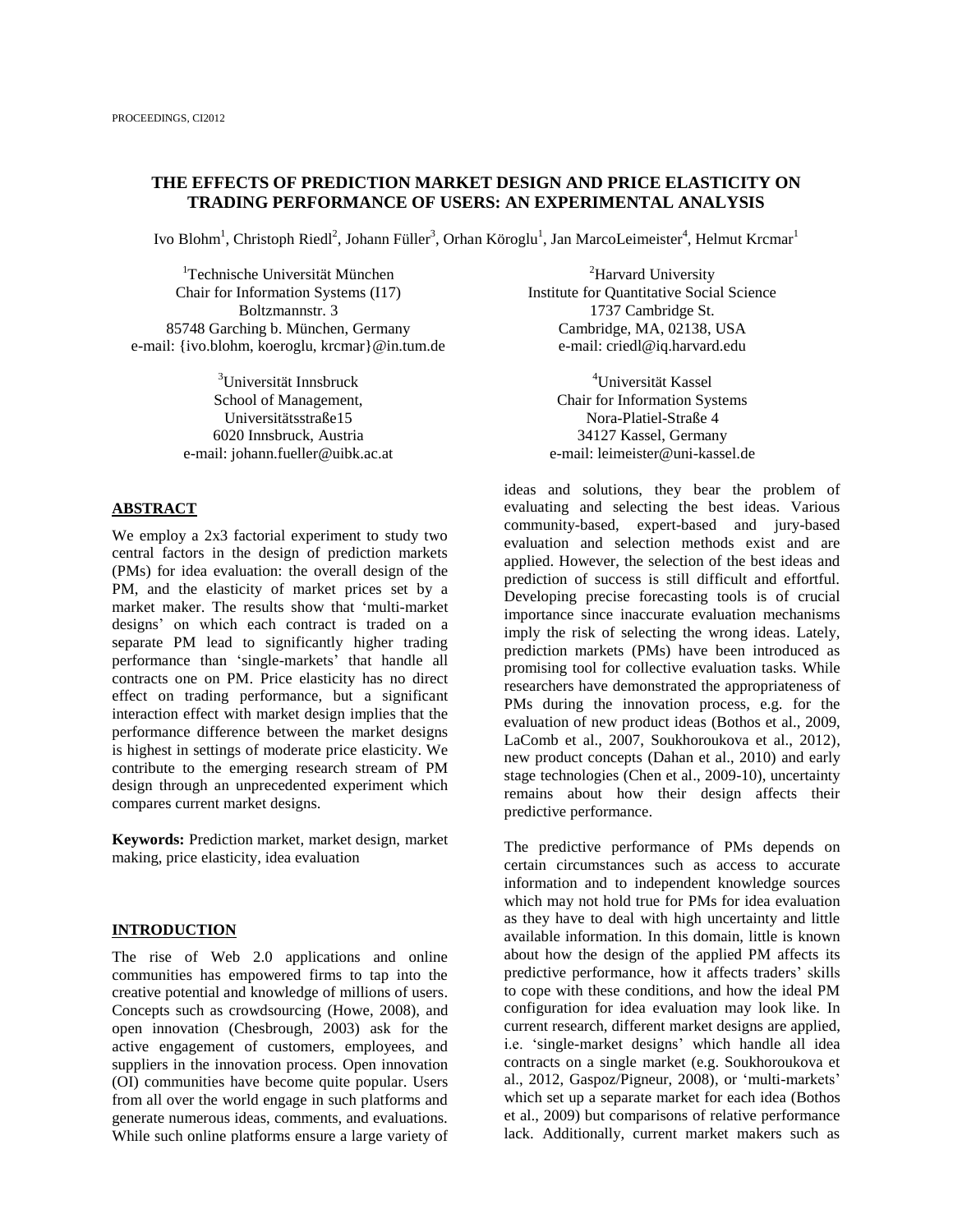# THE EFFECTS OF PREDICTION MARKET DESIGN AND PRICE ELASTICITY ON TRADING PERFORMANCE OF USERS: AN EXPERIMENTAL ANALYSIS

Ivo Blohm[1], Christoph Riedl[2], Johann Füller[3], Orhan Köroglu[1], Jan MarcoLeimeister[4], Helmut Krcmar[1]

[1]Technische Universität München
Chair for Information Systems (I17)
Boltzmannstr. 3
85748 Garching b. München, Germany
e-mail: {ivo.blohm, koeroglu, krcmar}@in.tum.de

[2]Harvard University
Institute for Quantitative Social Science
1737 Cambridge St.
Cambridge, MA, 02138, USA
e-mail: criedl@iq.harvard.edu

[3]Universität Innsbruck
School of Management,
Universitätsstraße15
6020 Innsbruck, Austria
e-mail: johann.fueller@uibk.ac.at

[4]Universität Kassel
Chair for Information Systems
Nora-Platiel-Straße 4
34127 Kassel, Germany
e-mail: leimeister@uni-kassel.de

## ABSTRACT

We employ a 2x3 factorial experiment to study two central factors in the design of prediction markets (PMs) for idea evaluation: the overall design of the PM, and the elasticity of market prices set by a market maker. The results show that 'multi-market designs' on which each contract is traded on a separate PM lead to significantly higher trading performance than 'single-markets' that handle all contracts one on PM. Price elasticity has no direct effect on trading performance, but a significant interaction effect with market design implies that the performance difference between the market designs is highest in settings of moderate price elasticity. We contribute to the emerging research stream of PM design through an unprecedented experiment which compares current market designs.

**Keywords:** Prediction market, market design, market making, price elasticity, idea evaluation

## INTRODUCTION

The rise of Web 2.0 applications and online communities has empowered firms to tap into the creative potential and knowledge of millions of users. Concepts such as crowdsourcing (Howe, 2008), and open innovation (Chesbrough, 2003) ask for the active engagement of customers, employees, and suppliers in the innovation process. Open innovation (OI) communities have become quite popular. Users from all over the world engage in such platforms and generate numerous ideas, comments, and evaluations. While such online platforms ensure a large variety of ideas and solutions, they bear the problem of evaluating and selecting the best ideas. Various community-based, expert-based and jury-based evaluation and selection methods exist and are applied. However, the selection of the best ideas and prediction of success is still difficult and effortful. Developing precise forecasting tools is of crucial importance since inaccurate evaluation mechanisms imply the risk of selecting the wrong ideas. Lately, prediction markets (PMs) have been introduced as promising tool for collective evaluation tasks. While researchers have demonstrated the appropriateness of PMs during the innovation process, e.g. for the evaluation of new product ideas (Bothos et al., 2009, LaComb et al., 2007, Soukhoroukova et al., 2012), new product concepts (Dahan et al., 2010) and early stage technologies (Chen et al., 2009-10), uncertainty remains about how their design affects their predictive performance.

The predictive performance of PMs depends on certain circumstances such as access to accurate information and to independent knowledge sources which may not hold true for PMs for idea evaluation as they have to deal with high uncertainty and little available information. In this domain, little is known about how the design of the applied PM affects its predictive performance, how it affects traders' skills to cope with these conditions, and how the ideal PM configuration for idea evaluation may look like. In current research, different market designs are applied, i.e. 'single-market designs' which handle all idea contracts on a single market (e.g. Soukhoroukova et al., 2012, Gaspoz/Pigneur, 2008), or 'multi-markets' which set up a separate market for each idea (Bothos et al., 2009) but comparisons of relative performance lack. Additionally, current market makers such as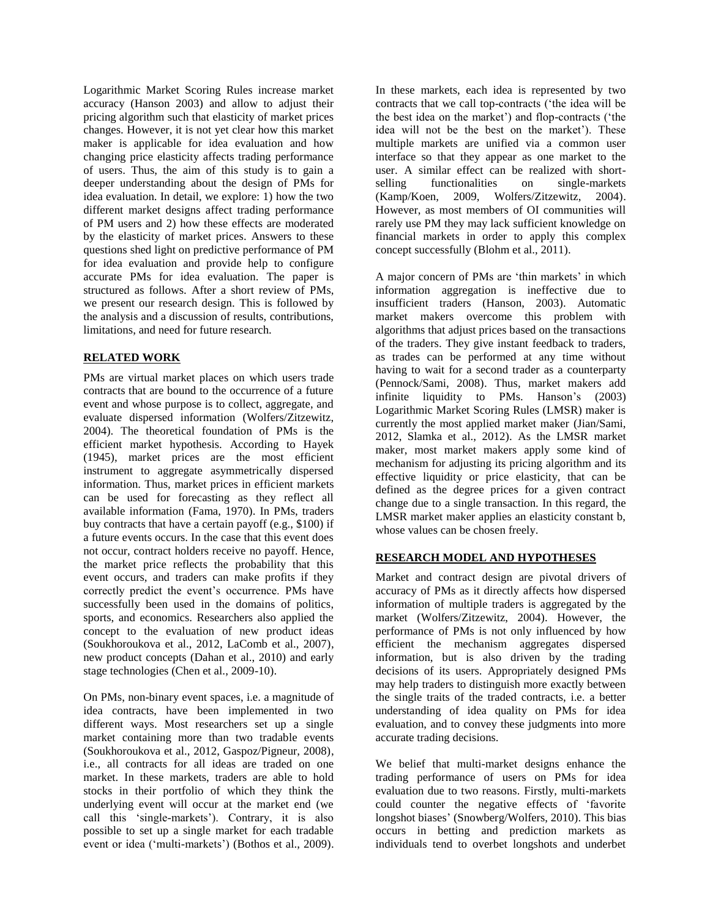Logarithmic Market Scoring Rules increase market accuracy (Hanson 2003) and allow to adjust their pricing algorithm such that elasticity of market prices changes. However, it is not yet clear how this market maker is applicable for idea evaluation and how changing price elasticity affects trading performance of users. Thus, the aim of this study is to gain a deeper understanding about the design of PMs for idea evaluation. In detail, we explore: 1) how the two different market designs affect trading performance of PM users and 2) how these effects are moderated by the elasticity of market prices. Answers to these questions shed light on predictive performance of PM for idea evaluation and provide help to configure accurate PMs for idea evaluation. The paper is structured as follows. After a short review of PMs, we present our research design. This is followed by the analysis and a discussion of results, contributions, limitations, and need for future research.

## RELATED WORK

PMs are virtual market places on which users trade contracts that are bound to the occurrence of a future event and whose purpose is to collect, aggregate, and evaluate dispersed information (Wolfers/Zitzewitz, 2004). The theoretical foundation of PMs is the efficient market hypothesis. According to Hayek (1945), market prices are the most efficient instrument to aggregate asymmetrically dispersed information. Thus, market prices in efficient markets can be used for forecasting as they reflect all available information (Fama, 1970). In PMs, traders buy contracts that have a certain payoff (e.g., $100) if a future events occurs. In the case that this event does not occur, contract holders receive no payoff. Hence, the market price reflects the probability that this event occurs, and traders can make profits if they correctly predict the event's occurrence. PMs have successfully been used in the domains of politics, sports, and economics. Researchers also applied the concept to the evaluation of new product ideas (Soukhoroukova et al., 2012, LaComb et al., 2007), new product concepts (Dahan et al., 2010) and early stage technologies (Chen et al., 2009-10).

On PMs, non-binary event spaces, i.e. a magnitude of idea contracts, have been implemented in two different ways. Most researchers set up a single market containing more than two tradable events (Soukhoroukova et al., 2012, Gaspoz/Pigneur, 2008), i.e., all contracts for all ideas are traded on one market. In these markets, traders are able to hold stocks in their portfolio of which they think the underlying event will occur at the market end (we call this 'single-markets'). Contrary, it is also possible to set up a single market for each tradable event or idea ('multi-markets') (Bothos et al., 2009). In these markets, each idea is represented by two contracts that we call top-contracts ('the idea will be the best idea on the market') and flop-contracts ('the idea will not be the best on the market'). These multiple markets are unified via a common user interface so that they appear as one market to the user. A similar effect can be realized with short-selling functionalities on single-markets (Kamp/Koen, 2009, Wolfers/Zitzewitz, 2004). However, as most members of OI communities will rarely use PM they may lack sufficient knowledge on financial markets in order to apply this complex concept successfully (Blohm et al., 2011).

A major concern of PMs are 'thin markets' in which information aggregation is ineffective due to insufficient traders (Hanson, 2003). Automatic market makers overcome this problem with algorithms that adjust prices based on the transactions of the traders. They give instant feedback to traders, as trades can be performed at any time without having to wait for a second trader as a counterparty (Pennock/Sami, 2008). Thus, market makers add infinite liquidity to PMs. Hanson's (2003) Logarithmic Market Scoring Rules (LMSR) maker is currently the most applied market maker (Jian/Sami, 2012, Slamka et al., 2012). As the LMSR market maker, most market makers apply some kind of mechanism for adjusting its pricing algorithm and its effective liquidity or price elasticity, that can be defined as the degree prices for a given contract change due to a single transaction. In this regard, the LMSR market maker applies an elasticity constant b, whose values can be chosen freely.

## RESEARCH MODEL AND HYPOTHESES

Market and contract design are pivotal drivers of accuracy of PMs as it directly affects how dispersed information of multiple traders is aggregated by the market (Wolfers/Zitzewitz, 2004). However, the performance of PMs is not only influenced by how efficient the mechanism aggregates dispersed information, but is also driven by the trading decisions of its users. Appropriately designed PMs may help traders to distinguish more exactly between the single traits of the traded contracts, i.e. a better understanding of idea quality on PMs for idea evaluation, and to convey these judgments into more accurate trading decisions.

We belief that multi-market designs enhance the trading performance of users on PMs for idea evaluation due to two reasons. Firstly, multi-markets could counter the negative effects of 'favorite longshot biases' (Snowberg/Wolfers, 2010). This bias occurs in betting and prediction markets as individuals tend to overbet longshots and underbet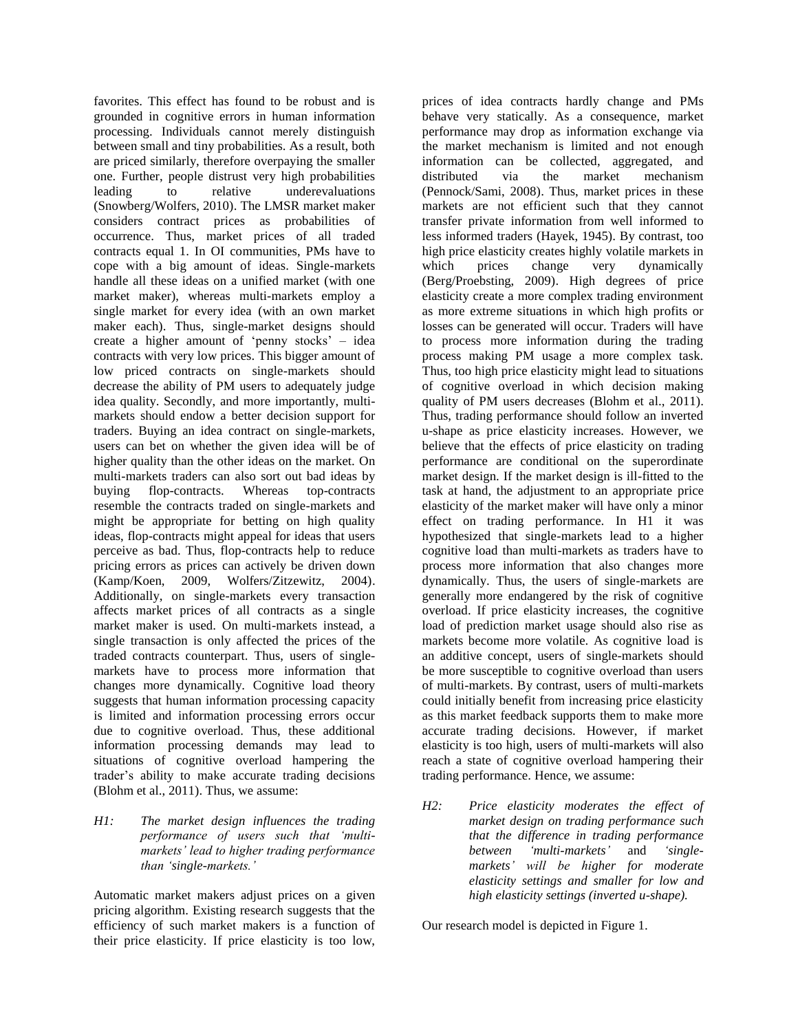favorites. This effect has found to be robust and is grounded in cognitive errors in human information processing. Individuals cannot merely distinguish between small and tiny probabilities. As a result, both are priced similarly, therefore overpaying the smaller one. Further, people distrust very high probabilities leading to relative underevaluations (Snowberg/Wolfers, 2010). The LMSR market maker considers contract prices as probabilities of occurrence. Thus, market prices of all traded contracts equal 1. In OI communities, PMs have to cope with a big amount of ideas. Single-markets handle all these ideas on a unified market (with one market maker), whereas multi-markets employ a single market for every idea (with an own market maker each). Thus, single-market designs should create a higher amount of 'penny stocks' – idea contracts with very low prices. This bigger amount of low priced contracts on single-markets should decrease the ability of PM users to adequately judge idea quality. Secondly, and more importantly, multi-markets should endow a better decision support for traders. Buying an idea contract on single-markets, users can bet on whether the given idea will be of higher quality than the other ideas on the market. On multi-markets traders can also sort out bad ideas by buying flop-contracts. Whereas top-contracts resemble the contracts traded on single-markets and might be appropriate for betting on high quality ideas, flop-contracts might appeal for ideas that users perceive as bad. Thus, flop-contracts help to reduce pricing errors as prices can actively be driven down (Kamp/Koen, 2009, Wolfers/Zitzewitz, 2004). Additionally, on single-markets every transaction affects market prices of all contracts as a single market maker is used. On multi-markets instead, a single transaction is only affected the prices of the traded contracts counterpart. Thus, users of single-markets have to process more information that changes more dynamically. Cognitive load theory suggests that human information processing capacity is limited and information processing errors occur due to cognitive overload. Thus, these additional information processing demands may lead to situations of cognitive overload hampering the trader's ability to make accurate trading decisions (Blohm et al., 2011). Thus, we assume:

*H1: The market design influences the trading performance of users such that 'multi-markets' lead to higher trading performance than 'single-markets.'*

Automatic market makers adjust prices on a given pricing algorithm. Existing research suggests that the efficiency of such market makers is a function of their price elasticity. If price elasticity is too low, prices of idea contracts hardly change and PMs behave very statically. As a consequence, market performance may drop as information exchange via the market mechanism is limited and not enough information can be collected, aggregated, and distributed via the market mechanism (Pennock/Sami, 2008). Thus, market prices in these markets are not efficient such that they cannot transfer private information from well informed to less informed traders (Hayek, 1945). By contrast, too high price elasticity creates highly volatile markets in which prices change very dynamically (Berg/Proebsting, 2009). High degrees of price elasticity create a more complex trading environment as more extreme situations in which high profits or losses can be generated will occur. Traders will have to process more information during the trading process making PM usage a more complex task. Thus, too high price elasticity might lead to situations of cognitive overload in which decision making quality of PM users decreases (Blohm et al., 2011). Thus, trading performance should follow an inverted u-shape as price elasticity increases. However, we believe that the effects of price elasticity on trading performance are conditional on the superordinate market design. If the market design is ill-fitted to the task at hand, the adjustment to an appropriate price elasticity of the market maker will have only a minor effect on trading performance. In H1 it was hypothesized that single-markets lead to a higher cognitive load than multi-markets as traders have to process more information that also changes more dynamically. Thus, the users of single-markets are generally more endangered by the risk of cognitive overload. If price elasticity increases, the cognitive load of prediction market usage should also rise as markets become more volatile. As cognitive load is an additive concept, users of single-markets should be more susceptible to cognitive overload than users of multi-markets. By contrast, users of multi-markets could initially benefit from increasing price elasticity as this market feedback supports them to make more accurate trading decisions. However, if market elasticity is too high, users of multi-markets will also reach a state of cognitive overload hampering their trading performance. Hence, we assume:

*H2: Price elasticity moderates the effect of market design on trading performance such that the difference in trading performance between 'multi-markets' and 'single-markets' will be higher for moderate elasticity settings and smaller for low and high elasticity settings (inverted u-shape).*

Our research model is depicted in Figure 1.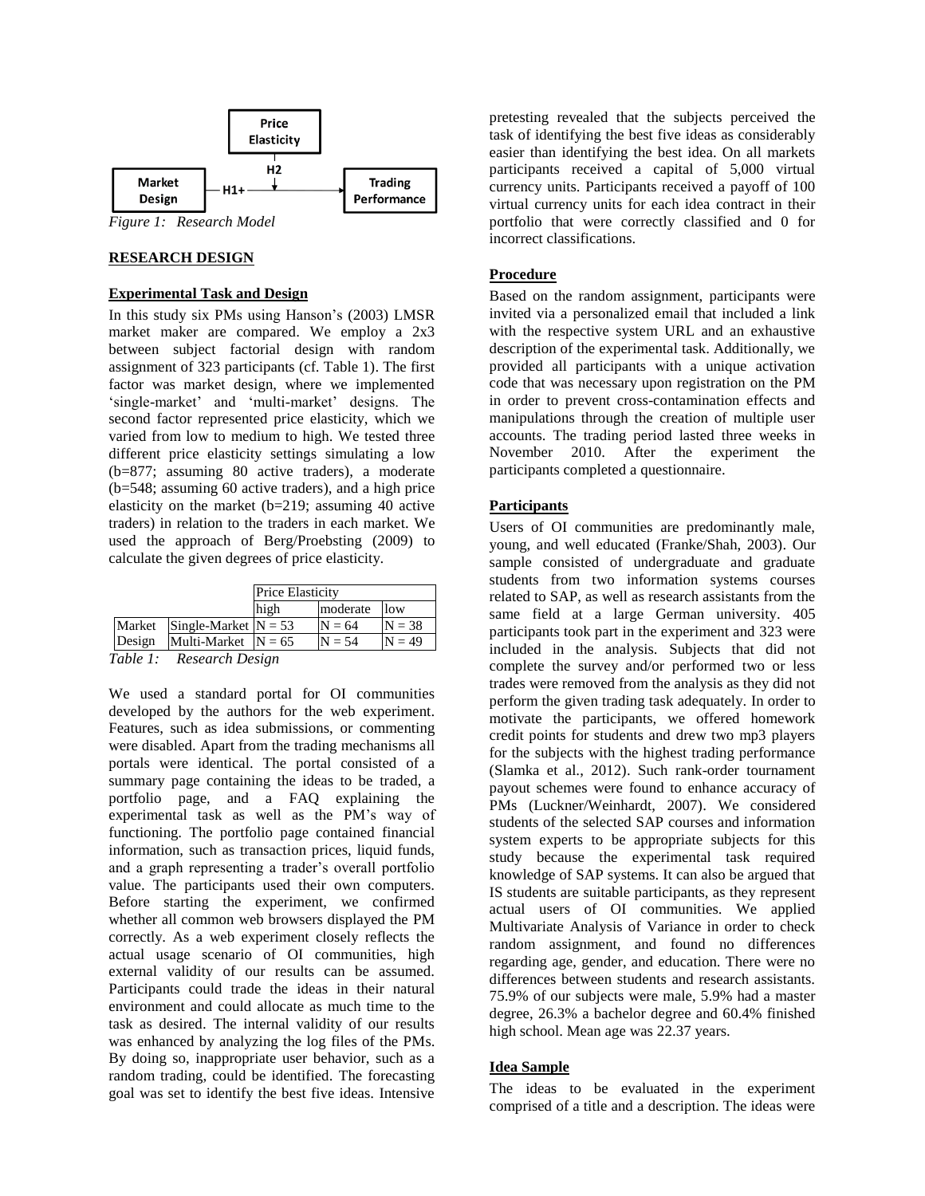Figure 1: Research Model

## RESEARCH DESIGN

### Experimental Task and Design

In this study six PMs using Hanson's (2003) LMSR market maker are compared. We employ a 2x3 between subject factorial design with random assignment of 323 participants (cf. Table 1). The first factor was market design, where we implemented 'single-market' and 'multi-market' designs. The second factor represented price elasticity, which we varied from low to medium to high. We tested three different price elasticity settings simulating a low (b=877; assuming 80 active traders), a moderate (b=548; assuming 60 active traders), and a high price elasticity on the market (b=219; assuming 40 active traders) in relation to the traders in each market. We used the approach of Berg/Proebsting (2009) to calculate the given degrees of price elasticity.

| | | Price Elasticity | | |
|---|---|---|---|---|
| | | high | moderate | low |
| Market Design | Single-Market | N = 53 | N = 64 | N = 38 |
| | Multi-Market | N = 65 | N = 54 | N = 49 |

*Table 1: Research Design*

We used a standard portal for OI communities developed by the authors for the web experiment. Features, such as idea submissions, or commenting were disabled. Apart from the trading mechanisms all portals were identical. The portal consisted of a summary page containing the ideas to be traded, a portfolio page, and a FAQ explaining the experimental task as well as the PM's way of functioning. The portfolio page contained financial information, such as transaction prices, liquid funds, and a graph representing a trader's overall portfolio value. The participants used their own computers. Before starting the experiment, we confirmed whether all common web browsers displayed the PM correctly. As a web experiment closely reflects the actual usage scenario of OI communities, high external validity of our results can be assumed. Participants could trade the ideas in their natural environment and could allocate as much time to the task as desired. The internal validity of our results was enhanced by analyzing the log files of the PMs. By doing so, inappropriate user behavior, such as a random trading, could be identified. The forecasting goal was set to identify the best five ideas. Intensive pretesting revealed that the subjects perceived the task of identifying the best five ideas as considerably easier than identifying the best idea. On all markets participants received a capital of 5,000 virtual currency units. Participants received a payoff of 100 virtual currency units for each idea contract in their portfolio that were correctly classified and 0 for incorrect classifications.

### Procedure

Based on the random assignment, participants were invited via a personalized email that included a link with the respective system URL and an exhaustive description of the experimental task. Additionally, we provided all participants with a unique activation code that was necessary upon registration on the PM in order to prevent cross-contamination effects and manipulations through the creation of multiple user accounts. The trading period lasted three weeks in November 2010. After the experiment the participants completed a questionnaire.

### Participants

Users of OI communities are predominantly male, young, and well educated (Franke/Shah, 2003). Our sample consisted of undergraduate and graduate students from two information systems courses related to SAP, as well as research assistants from the same field at a large German university. 405 participants took part in the experiment and 323 were included in the analysis. Subjects that did not complete the survey and/or performed two or less trades were removed from the analysis as they did not perform the given trading task adequately. In order to motivate the participants, we offered homework credit points for students and drew two mp3 players for the subjects with the highest trading performance (Slamka et al., 2012). Such rank-order tournament payout schemes were found to enhance accuracy of PMs (Luckner/Weinhardt, 2007). We considered students of the selected SAP courses and information system experts to be appropriate subjects for this study because the experimental task required knowledge of SAP systems. It can also be argued that IS students are suitable participants, as they represent actual users of OI communities. We applied Multivariate Analysis of Variance in order to check random assignment, and found no differences regarding age, gender, and education. There were no differences between students and research assistants. 75.9% of our subjects were male, 5.9% had a master degree, 26.3% a bachelor degree and 60.4% finished high school. Mean age was 22.37 years.

### Idea Sample

The ideas to be evaluated in the experiment comprised of a title and a description. The ideas were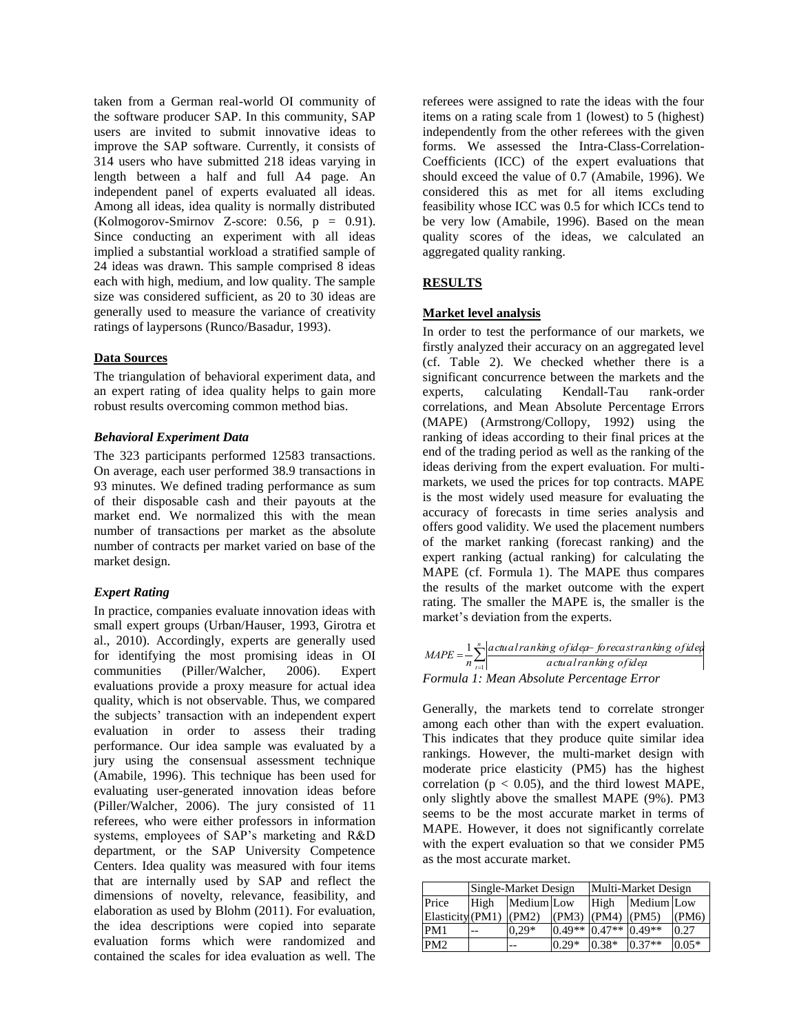taken from a German real-world OI community of the software producer SAP. In this community, SAP users are invited to submit innovative ideas to improve the SAP software. Currently, it consists of 314 users who have submitted 218 ideas varying in length between a half and full A4 page. An independent panel of experts evaluated all ideas. Among all ideas, idea quality is normally distributed (Kolmogorov-Smirnov Z-score: 0.56, $p = 0.91$). Since conducting an experiment with all ideas implied a substantial workload a stratified sample of 24 ideas was drawn. This sample comprised 8 ideas each with high, medium, and low quality. The sample size was considered sufficient, as 20 to 30 ideas are generally used to measure the variance of creativity ratings of laypersons (Runco/Basadur, 1993).

## Data Sources

The triangulation of behavioral experiment data, and an expert rating of idea quality helps to gain more robust results overcoming common method bias.

### *Behavioral Experiment Data*

The 323 participants performed 12583 transactions. On average, each user performed 38.9 transactions in 93 minutes. We defined trading performance as sum of their disposable cash and their payouts at the market end. We normalized this with the mean number of transactions per market as the absolute number of contracts per market varied on base of the market design.

### *Expert Rating*

In practice, companies evaluate innovation ideas with small expert groups (Urban/Hauser, 1993, Girotra et al., 2010). Accordingly, experts are generally used for identifying the most promising ideas in OI communities (Piller/Walcher, 2006). Expert evaluations provide a proxy measure for actual idea quality, which is not observable. Thus, we compared the subjects' transaction with an independent expert evaluation in order to assess their trading performance. Our idea sample was evaluated by a jury using the consensual assessment technique (Amabile, 1996). This technique has been used for evaluating user-generated innovation ideas before (Piller/Walcher, 2006). The jury consisted of 11 referees, who were either professors in information systems, employees of SAP's marketing and R&D department, or the SAP University Competence Centers. Idea quality was measured with four items that are internally used by SAP and reflect the dimensions of novelty, relevance, feasibility, and elaboration as used by Blohm (2011). For evaluation, the idea descriptions were copied into separate evaluation forms which were randomized and contained the scales for idea evaluation as well. The referees were assigned to rate the ideas with the four items on a rating scale from 1 (lowest) to 5 (highest) independently from the other referees with the given forms. We assessed the Intra-Class-Correlation-Coefficients (ICC) of the expert evaluations that should exceed the value of 0.7 (Amabile, 1996). We considered this as met for all items excluding feasibility whose ICC was 0.5 for which ICCs tend to be very low (Amabile, 1996). Based on the mean quality scores of the ideas, we calculated an aggregated quality ranking.

## RESULTS

## Market level analysis

In order to test the performance of our markets, we firstly analyzed their accuracy on an aggregated level (cf. Table 2). We checked whether there is a significant concurrence between the markets and the experts, calculating Kendall-Tau rank-order correlations, and Mean Absolute Percentage Errors (MAPE) (Armstrong/Collopy, 1992) using the ranking of ideas according to their final prices at the end of the trading period as well as the ranking of the ideas deriving from the expert evaluation. For multi-markets, we used the prices for top contracts. MAPE is the most widely used measure for evaluating the accuracy of forecasts in time series analysis and offers good validity. We used the placement numbers of the market ranking (forecast ranking) and the expert ranking (actual ranking) for calculating the MAPE (cf. Formula 1). The MAPE thus compares the results of the market outcome with the expert rating. The smaller the MAPE is, the smaller is the market's deviation from the experts.

$$MAPE = \frac{1}{n}\sum_{t=1}^{n}\left|\frac{actual\,ranking\,of\,idea - forecast\,ranking\,of\,idea}{actual\,ranking\,of\,idea}\right|$$

*Formula 1: Mean Absolute Percentage Error*

Generally, the markets tend to correlate stronger among each other than with the expert evaluation. This indicates that they produce quite similar idea rankings. However, the multi-market design with moderate price elasticity (PM5) has the highest correlation ($p < 0.05$), and the third lowest MAPE, only slightly above the smallest MAPE (9%). PM3 seems to be the most accurate market in terms of MAPE. However, it does not significantly correlate with the expert evaluation so that we consider PM5 as the most accurate market.

| | Single-Market Design | | | Multi-Market Design | | |
|---|---|---|---|---|---|---|
| Price Elasticity | High (PM1) | Medium (PM2) | Low (PM3) | High (PM4) | Medium (PM5) | Low (PM6) |
| PM1 | -- | 0,29* | 0.49** | 0.47** | 0.49** | 0.27 |
| PM2 | | -- | 0.29* | 0.38* | 0.37** | 0.05* |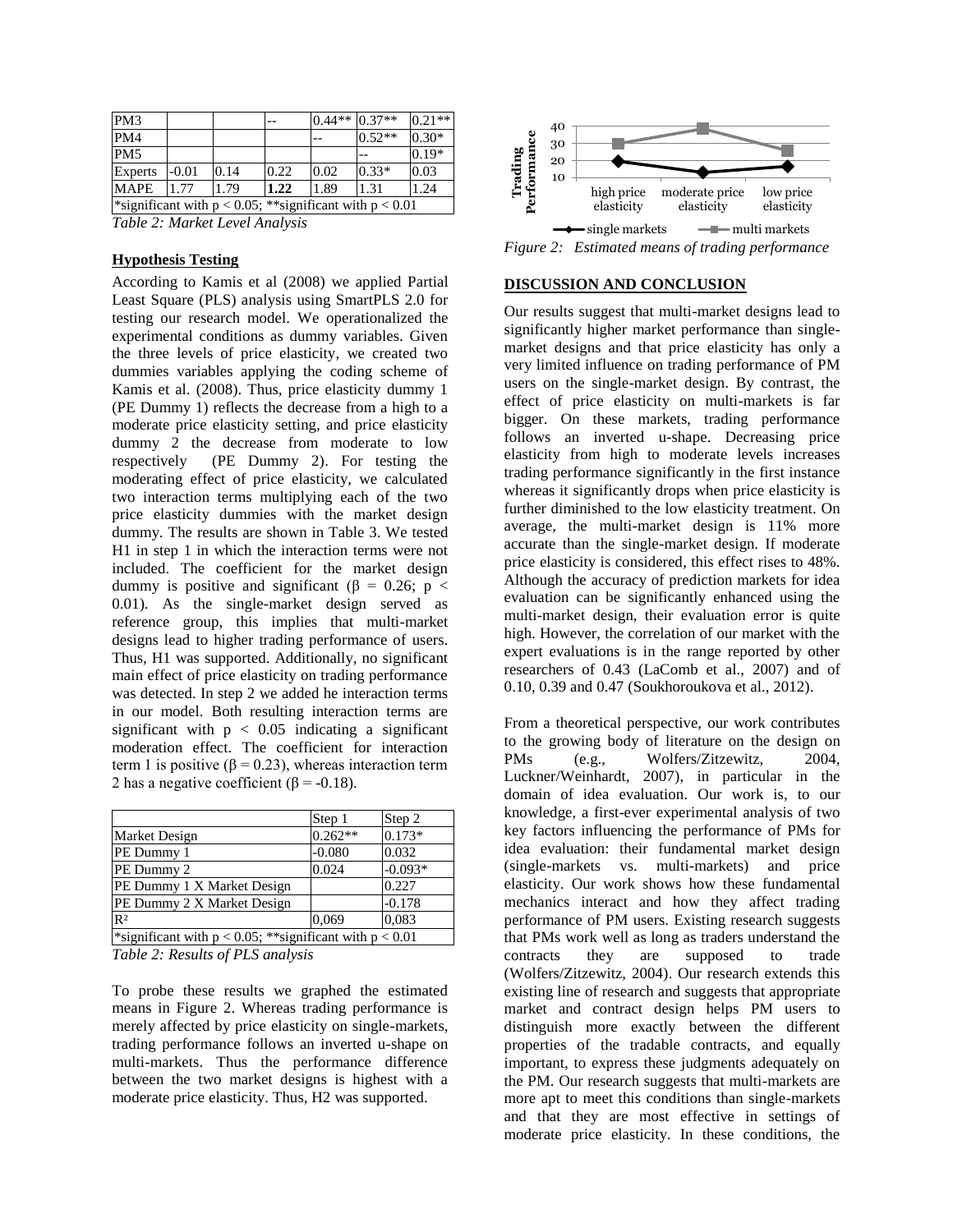| PM3 | | | -- | 0.44** | 0.37** | 0.21** |
|---|---|---|---|---|---|---|
| PM4 | | | | -- | 0.52** | 0.30* |
| PM5 | | | | | -- | 0.19* |
| Experts | -0.01 | 0.14 | 0.22 | 0.02 | 0.33* | 0.03 |
| MAPE | 1.77 | 1.79 | **1.22** | 1.89 | 1.31 | 1.24 |
| *significant with $p < 0.05$; **significant with $p < 0.01$ | | | | | | |

*Table 2: Market Level Analysis*

### Hypothesis Testing

According to Kamis et al (2008) we applied Partial Least Square (PLS) analysis using SmartPLS 2.0 for testing our research model. We operationalized the experimental conditions as dummy variables. Given the three levels of price elasticity, we created two dummies variables applying the coding scheme of Kamis et al. (2008). Thus, price elasticity dummy 1 (PE Dummy 1) reflects the decrease from a high to a moderate price elasticity setting, and price elasticity dummy 2 the decrease from moderate to low respectively (PE Dummy 2). For testing the moderating effect of price elasticity, we calculated two interaction terms multiplying each of the two price elasticity dummies with the market design dummy. The results are shown in Table 3. We tested H1 in step 1 in which the interaction terms were not included. The coefficient for the market design dummy is positive and significant ($\beta$ = 0.26; $p < 0.01$). As the single-market design served as reference group, this implies that multi-market designs lead to higher trading performance of users. Thus, H1 was supported. Additionally, no significant main effect of price elasticity on trading performance was detected. In step 2 we added he interaction terms in our model. Both resulting interaction terms are significant with $p < 0.05$ indicating a significant moderation effect. The coefficient for interaction term 1 is positive ($\beta = 0.23$), whereas interaction term 2 has a negative coefficient ($\beta = -0.18$).

| | Step 1 | Step 2 |
|---|---|---|
| Market Design | 0.262** | 0.173* |
| PE Dummy 1 | -0.080 | 0.032 |
| PE Dummy 2 | 0.024 | -0.093* |
| PE Dummy 1 X Market Design | | 0.227 |
| PE Dummy 2 X Market Design | | -0.178 |
| $R^2$ | 0,069 | 0,083 |
| *significant with $p < 0.05$; **significant with $p < 0.01$ | | |

*Table 2: Results of PLS analysis*

To probe these results we graphed the estimated means in Figure 2. Whereas trading performance is merely affected by price elasticity on single-markets, trading performance follows an inverted u-shape on multi-markets. Thus the performance difference between the two market designs is highest with a moderate price elasticity. Thus, H2 was supported.

*Figure 2: Estimated means of trading performance*

### DISCUSSION AND CONCLUSION

Our results suggest that multi-market designs lead to significantly higher market performance than single-market designs and that price elasticity has only a very limited influence on trading performance of PM users on the single-market design. By contrast, the effect of price elasticity on multi-markets is far bigger. On these markets, trading performance follows an inverted u-shape. Decreasing price elasticity from high to moderate levels increases trading performance significantly in the first instance whereas it significantly drops when price elasticity is further diminished to the low elasticity treatment. On average, the multi-market design is 11% more accurate than the single-market design. If moderate price elasticity is considered, this effect rises to 48%. Although the accuracy of prediction markets for idea evaluation can be significantly enhanced using the multi-market design, their evaluation error is quite high. However, the correlation of our market with the expert evaluations is in the range reported by other researchers of 0.43 (LaComb et al., 2007) and of 0.10, 0.39 and 0.47 (Soukhoroukova et al., 2012).

From a theoretical perspective, our work contributes to the growing body of literature on the design on PMs (e.g., Wolfers/Zitzewitz, 2004, Luckner/Weinhardt, 2007), in particular in the domain of idea evaluation. Our work is, to our knowledge, a first-ever experimental analysis of two key factors influencing the performance of PMs for idea evaluation: their fundamental market design (single-markets vs. multi-markets) and price elasticity. Our work shows how these fundamental mechanics interact and how they affect trading performance of PM users. Existing research suggests that PMs work well as long as traders understand the contracts they are supposed to trade (Wolfers/Zitzewitz, 2004). Our research extends this existing line of research and suggests that appropriate market and contract design helps PM users to distinguish more exactly between the different properties of the tradable contracts, and equally important, to express these judgments adequately on the PM. Our research suggests that multi-markets are more apt to meet this conditions than single-markets and that they are most effective in settings of moderate price elasticity. In these conditions, the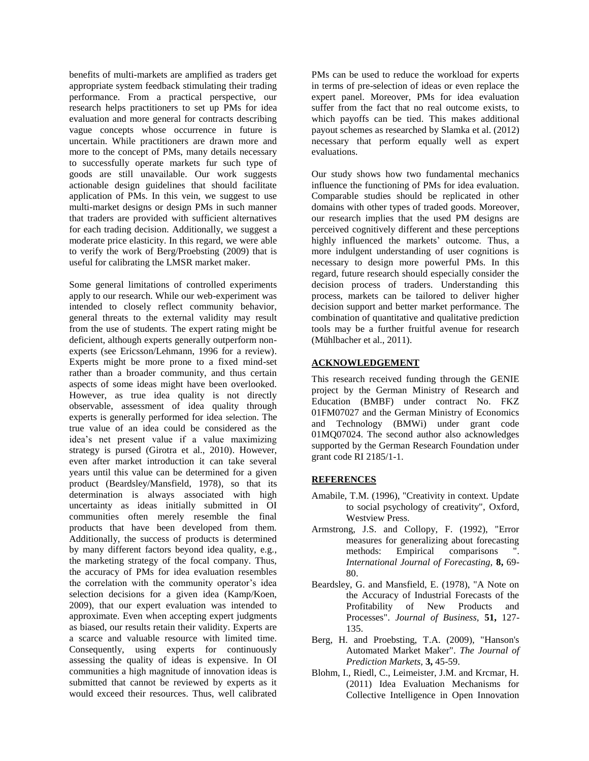benefits of multi-markets are amplified as traders get appropriate system feedback stimulating their trading performance. From a practical perspective, our research helps practitioners to set up PMs for idea evaluation and more general for contracts describing vague concepts whose occurrence in future is uncertain. While practitioners are drawn more and more to the concept of PMs, many details necessary to successfully operate markets fur such type of goods are still unavailable. Our work suggests actionable design guidelines that should facilitate application of PMs. In this vein, we suggest to use multi-market designs or design PMs in such manner that traders are provided with sufficient alternatives for each trading decision. Additionally, we suggest a moderate price elasticity. In this regard, we were able to verify the work of Berg/Proebsting (2009) that is useful for calibrating the LMSR market maker.

Some general limitations of controlled experiments apply to our research. While our web-experiment was intended to closely reflect community behavior, general threats to the external validity may result from the use of students. The expert rating might be deficient, although experts generally outperform non-experts (see Ericsson/Lehmann, 1996 for a review). Experts might be more prone to a fixed mind-set rather than a broader community, and thus certain aspects of some ideas might have been overlooked. However, as true idea quality is not directly observable, assessment of idea quality through experts is generally performed for idea selection. The true value of an idea could be considered as the idea's net present value if a value maximizing strategy is pursed (Girotra et al., 2010). However, even after market introduction it can take several years until this value can be determined for a given product (Beardsley/Mansfield, 1978), so that its determination is always associated with high uncertainty as ideas initially submitted in OI communities often merely resemble the final products that have been developed from them. Additionally, the success of products is determined by many different factors beyond idea quality, e.g., the marketing strategy of the focal company. Thus, the accuracy of PMs for idea evaluation resembles the correlation with the community operator's idea selection decisions for a given idea (Kamp/Koen, 2009), that our expert evaluation was intended to approximate. Even when accepting expert judgments as biased, our results retain their validity. Experts are a scarce and valuable resource with limited time. Consequently, using experts for continuously assessing the quality of ideas is expensive. In OI communities a high magnitude of innovation ideas is submitted that cannot be reviewed by experts as it would exceed their resources. Thus, well calibrated PMs can be used to reduce the workload for experts in terms of pre-selection of ideas or even replace the expert panel. Moreover, PMs for idea evaluation suffer from the fact that no real outcome exists, to which payoffs can be tied. This makes additional payout schemes as researched by Slamka et al. (2012) necessary that perform equally well as expert evaluations.

Our study shows how two fundamental mechanics influence the functioning of PMs for idea evaluation. Comparable studies should be replicated in other domains with other types of traded goods. Moreover, our research implies that the used PM designs are perceived cognitively different and these perceptions highly influenced the markets' outcome. Thus, a more indulgent understanding of user cognitions is necessary to design more powerful PMs. In this regard, future research should especially consider the decision process of traders. Understanding this process, markets can be tailored to deliver higher decision support and better market performance. The combination of quantitative and qualitative prediction tools may be a further fruitful avenue for research (Mühlbacher et al., 2011).

## ACKNOWLEDGEMENT

This research received funding through the GENIE project by the German Ministry of Research and Education (BMBF) under contract No. FKZ 01FM07027 and the German Ministry of Economics and Technology (BMWi) under grant code 01MQ07024. The second author also acknowledges supported by the German Research Foundation under grant code RI 2185/1-1.

## REFERENCES

Amabile, T.M. (1996), "Creativity in context. Update to social psychology of creativity", Oxford, Westview Press.

Armstrong, J.S. and Collopy, F. (1992), "Error measures for generalizing about forecasting methods: Empirical comparisons ". *International Journal of Forecasting,* **8,** 69-80.

Beardsley, G. and Mansfield, E. (1978), "A Note on the Accuracy of Industrial Forecasts of the Profitability of New Products and Processes". *Journal of Business,* **51,** 127-135.

Berg, H. and Proebsting, T.A. (2009), "Hanson's Automated Market Maker". *The Journal of Prediction Markets,* **3,** 45-59.

Blohm, I., Riedl, C., Leimeister, J.M. and Krcmar, H. (2011) Idea Evaluation Mechanisms for Collective Intelligence in Open Innovation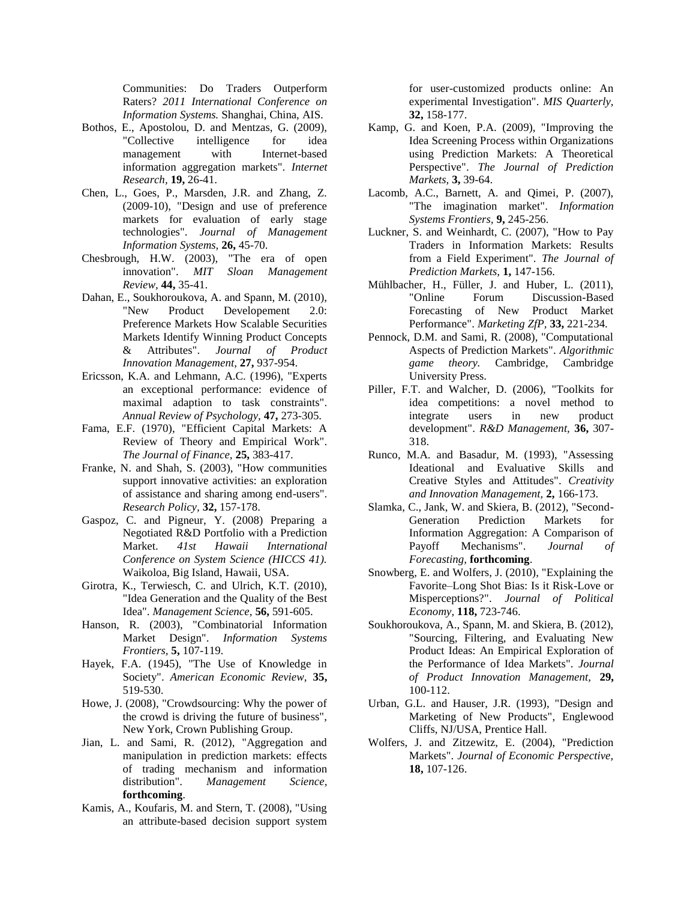Communities: Do Traders Outperform Raters? *2011 International Conference on Information Systems.* Shanghai, China, AIS.

Bothos, E., Apostolou, D. and Mentzas, G. (2009), "Collective intelligence for idea management with Internet-based information aggregation markets". *Internet Research,* **19,** 26-41.

Chen, L., Goes, P., Marsden, J.R. and Zhang, Z. (2009-10), "Design and use of preference markets for evaluation of early stage technologies". *Journal of Management Information Systems,* **26,** 45-70.

Chesbrough, H.W. (2003), "The era of open innovation". *MIT Sloan Management Review,* **44,** 35-41.

Dahan, E., Soukhoroukova, A. and Spann, M. (2010), "New Product Developement 2.0: Preference Markets How Scalable Securities Markets Identify Winning Product Concepts & Attributes". *Journal of Product Innovation Management,* **27,** 937-954.

Ericsson, K.A. and Lehmann, A.C. (1996), "Experts an exceptional performance: evidence of maximal adaption to task constraints". *Annual Review of Psychology*, **47,** 273-305.

Fama, E.F. (1970), "Efficient Capital Markets: A Review of Theory and Empirical Work". *The Journal of Finance,* **25,** 383-417.

Franke, N. and Shah, S. (2003), "How communities support innovative activities: an exploration of assistance and sharing among end-users". *Research Policy,* **32,** 157-178.

Gaspoz, C. and Pigneur, Y. (2008) Preparing a Negotiated R&D Portfolio with a Prediction Market. *41st Hawaii International Conference on System Science (HICCS 41).* Waikoloa, Big Island, Hawaii, USA.

Girotra, K., Terwiesch, C. and Ulrich, K.T. (2010), "Idea Generation and the Quality of the Best Idea". *Management Science,* **56,** 591-605.

Hanson, R. (2003), "Combinatorial Information Market Design". *Information Systems Frontiers*, **5,** 107-119.

Hayek, F.A. (1945), "The Use of Knowledge in Society". *American Economic Review,* **35,** 519-530.

Howe, J. (2008), "Crowdsourcing: Why the power of the crowd is driving the future of business", New York, Crown Publishing Group.

Jian, L. and Sami, R. (2012), "Aggregation and manipulation in prediction markets: effects of trading mechanism and information distribution". *Management Science,* **forthcoming**.

Kamis, A., Koufaris, M. and Stern, T. (2008), "Using an attribute-based decision support system for user-customized products online: An experimental Investigation". *MIS Quarterly,* **32,** 158-177.

Kamp, G. and Koen, P.A. (2009), "Improving the Idea Screening Process within Organizations using Prediction Markets: A Theoretical Perspective". *The Journal of Prediction Markets,* **3,** 39-64.

Lacomb, A.C., Barnett, A. and Qimei, P. (2007), "The imagination market". *Information Systems Frontiers*, **9,** 245-256.

Luckner, S. and Weinhardt, C. (2007), "How to Pay Traders in Information Markets: Results from a Field Experiment". *The Journal of Prediction Markets,* **1,** 147-156.

Mühlbacher, H., Füller, J. and Huber, L. (2011), "Online Forum Discussion-Based Forecasting of New Product Market Performance". *Marketing ZfP,* **33,** 221-234.

Pennock, D.M. and Sami, R. (2008), "Computational Aspects of Prediction Markets". *Algorithmic game theory.* Cambridge, Cambridge University Press.

Piller, F.T. and Walcher, D. (2006), "Toolkits for idea competitions: a novel method to integrate users in new product development". *R&D Management,* **36,** 307-318.

Runco, M.A. and Basadur, M. (1993), "Assessing Ideational and Evaluative Skills and Creative Styles and Attitudes". *Creativity and Innovation Management,* **2,** 166-173.

Slamka, C., Jank, W. and Skiera, B. (2012), "Second-Generation Prediction Markets for Information Aggregation: A Comparison of Payoff Mechanisms". *Journal of Forecasting,* **forthcoming**.

Snowberg, E. and Wolfers, J. (2010), "Explaining the Favorite–Long Shot Bias: Is it Risk-Love or Misperceptions?". *Journal of Political Economy,* **118,** 723-746.

Soukhoroukova, A., Spann, M. and Skiera, B. (2012), "Sourcing, Filtering, and Evaluating New Product Ideas: An Empirical Exploration of the Performance of Idea Markets". *Journal of Product Innovation Management,* **29,** 100-112.

Urban, G.L. and Hauser, J.R. (1993), "Design and Marketing of New Products", Englewood Cliffs, NJ/USA, Prentice Hall.

Wolfers, J. and Zitzewitz, E. (2004), "Prediction Markets". *Journal of Economic Perspective,* **18,** 107-126.